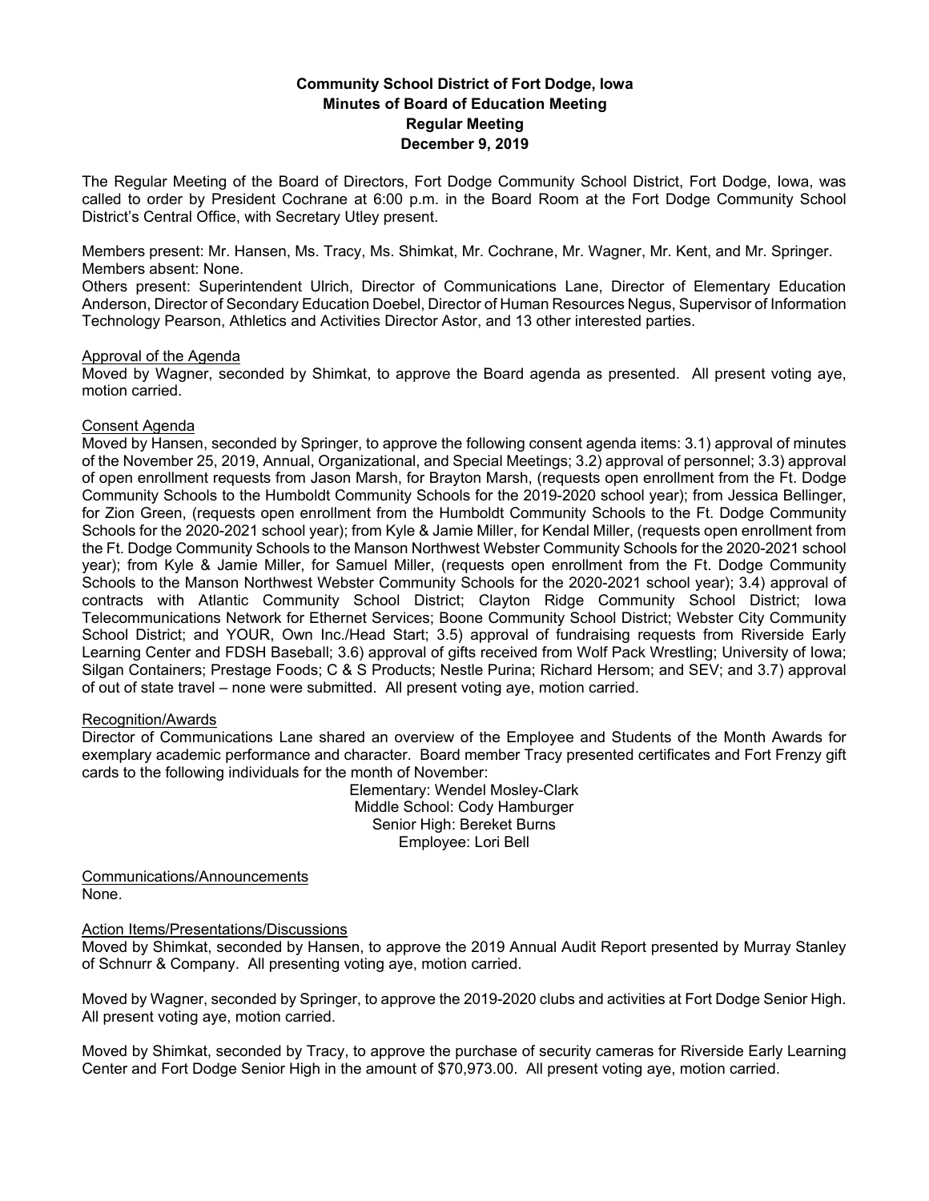# Community School District of Fort Dodge, Iowa
## Minutes of Board of Education Meeting
## Regular Meeting
## December 9, 2019

The Regular Meeting of the Board of Directors, Fort Dodge Community School District, Fort Dodge, Iowa, was called to order by President Cochrane at 6:00 p.m. in the Board Room at the Fort Dodge Community School District's Central Office, with Secretary Utley present.

Members present: Mr. Hansen, Ms. Tracy, Ms. Shimkat, Mr. Cochrane, Mr. Wagner, Mr. Kent, and Mr. Springer.
Members absent: None.
Others present: Superintendent Ulrich, Director of Communications Lane, Director of Elementary Education Anderson, Director of Secondary Education Doebel, Director of Human Resources Negus, Supervisor of Information Technology Pearson, Athletics and Activities Director Astor, and 13 other interested parties.

Approval of the Agenda
Moved by Wagner, seconded by Shimkat, to approve the Board agenda as presented. All present voting aye, motion carried.

Consent Agenda
Moved by Hansen, seconded by Springer, to approve the following consent agenda items: 3.1) approval of minutes of the November 25, 2019, Annual, Organizational, and Special Meetings; 3.2) approval of personnel; 3.3) approval of open enrollment requests from Jason Marsh, for Brayton Marsh, (requests open enrollment from the Ft. Dodge Community Schools to the Humboldt Community Schools for the 2019-2020 school year); from Jessica Bellinger, for Zion Green, (requests open enrollment from the Humboldt Community Schools to the Ft. Dodge Community Schools for the 2020-2021 school year); from Kyle & Jamie Miller, for Kendal Miller, (requests open enrollment from the Ft. Dodge Community Schools to the Manson Northwest Webster Community Schools for the 2020-2021 school year); from Kyle & Jamie Miller, for Samuel Miller, (requests open enrollment from the Ft. Dodge Community Schools to the Manson Northwest Webster Community Schools for the 2020-2021 school year); 3.4) approval of contracts with Atlantic Community School District; Clayton Ridge Community School District; Iowa Telecommunications Network for Ethernet Services; Boone Community School District; Webster City Community School District; and YOUR, Own Inc./Head Start; 3.5) approval of fundraising requests from Riverside Early Learning Center and FDSH Baseball; 3.6) approval of gifts received from Wolf Pack Wrestling; University of Iowa; Silgan Containers; Prestage Foods; C & S Products; Nestle Purina; Richard Hersom; and SEV; and 3.7) approval of out of state travel – none were submitted. All present voting aye, motion carried.

Recognition/Awards
Director of Communications Lane shared an overview of the Employee and Students of the Month Awards for exemplary academic performance and character. Board member Tracy presented certificates and Fort Frenzy gift cards to the following individuals for the month of November:

Elementary: Wendel Mosley-Clark
Middle School: Cody Hamburger
Senior High: Bereket Burns
Employee: Lori Bell

Communications/Announcements
None.

Action Items/Presentations/Discussions
Moved by Shimkat, seconded by Hansen, to approve the 2019 Annual Audit Report presented by Murray Stanley of Schnurr & Company. All presenting voting aye, motion carried.

Moved by Wagner, seconded by Springer, to approve the 2019-2020 clubs and activities at Fort Dodge Senior High. All present voting aye, motion carried.

Moved by Shimkat, seconded by Tracy, to approve the purchase of security cameras for Riverside Early Learning Center and Fort Dodge Senior High in the amount of $70,973.00. All present voting aye, motion carried.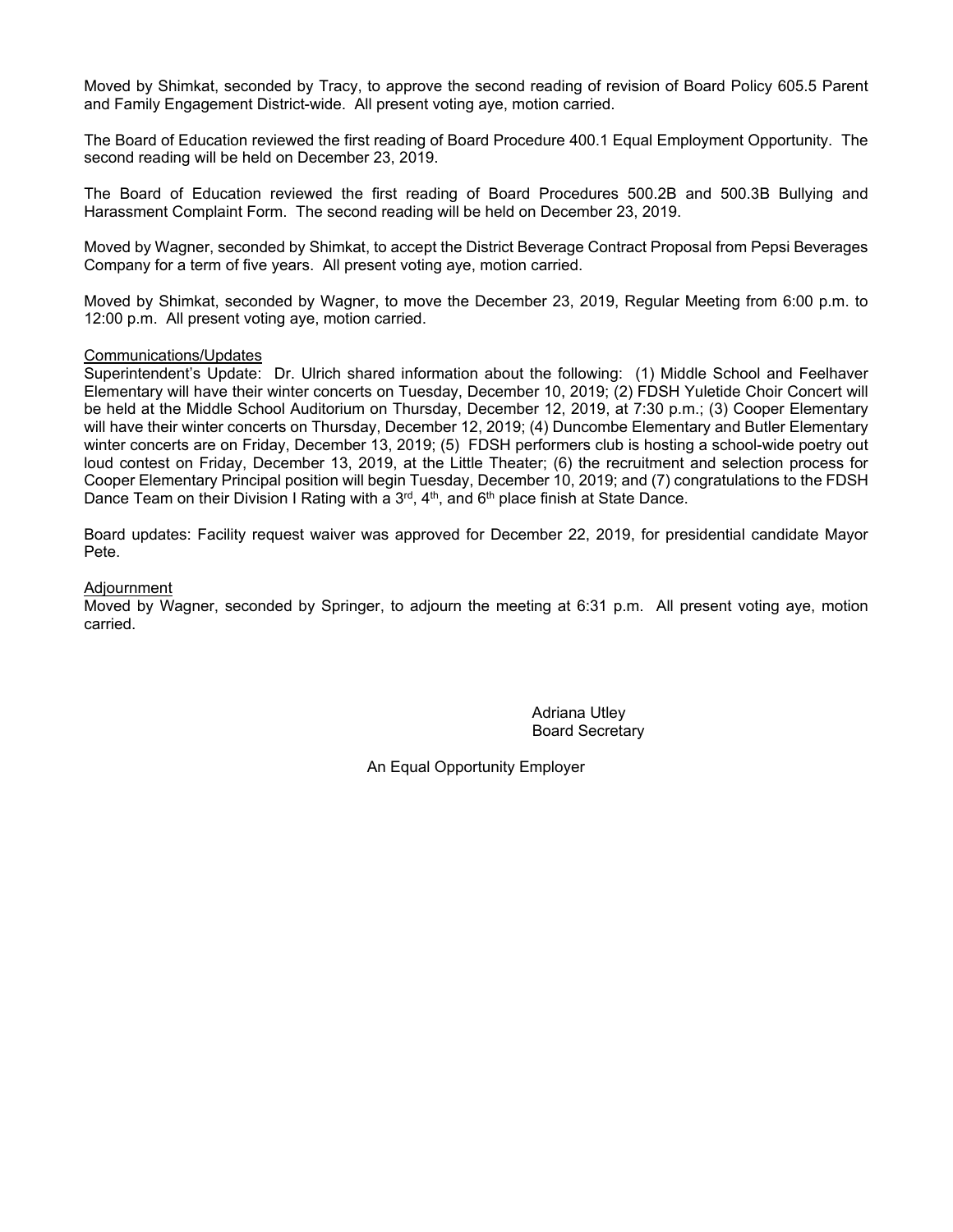Moved by Shimkat, seconded by Tracy, to approve the second reading of revision of Board Policy 605.5 Parent and Family Engagement District-wide. All present voting aye, motion carried.

The Board of Education reviewed the first reading of Board Procedure 400.1 Equal Employment Opportunity. The second reading will be held on December 23, 2019.

The Board of Education reviewed the first reading of Board Procedures 500.2B and 500.3B Bullying and Harassment Complaint Form. The second reading will be held on December 23, 2019.

Moved by Wagner, seconded by Shimkat, to accept the District Beverage Contract Proposal from Pepsi Beverages Company for a term of five years. All present voting aye, motion carried.

Moved by Shimkat, seconded by Wagner, to move the December 23, 2019, Regular Meeting from 6:00 p.m. to 12:00 p.m. All present voting aye, motion carried.

Communications/Updates

Superintendent's Update: Dr. Ulrich shared information about the following: (1) Middle School and Feelhaver Elementary will have their winter concerts on Tuesday, December 10, 2019; (2) FDSH Yuletide Choir Concert will be held at the Middle School Auditorium on Thursday, December 12, 2019, at 7:30 p.m.; (3) Cooper Elementary will have their winter concerts on Thursday, December 12, 2019; (4) Duncombe Elementary and Butler Elementary winter concerts are on Friday, December 13, 2019; (5) FDSH performers club is hosting a school-wide poetry out loud contest on Friday, December 13, 2019, at the Little Theater; (6) the recruitment and selection process for Cooper Elementary Principal position will begin Tuesday, December 10, 2019; and (7) congratulations to the FDSH Dance Team on their Division I Rating with a 3rd, 4th, and 6th place finish at State Dance.

Board updates: Facility request waiver was approved for December 22, 2019, for presidential candidate Mayor Pete.

Adjournment

Moved by Wagner, seconded by Springer, to adjourn the meeting at 6:31 p.m. All present voting aye, motion carried.

Adriana Utley
Board Secretary

An Equal Opportunity Employer